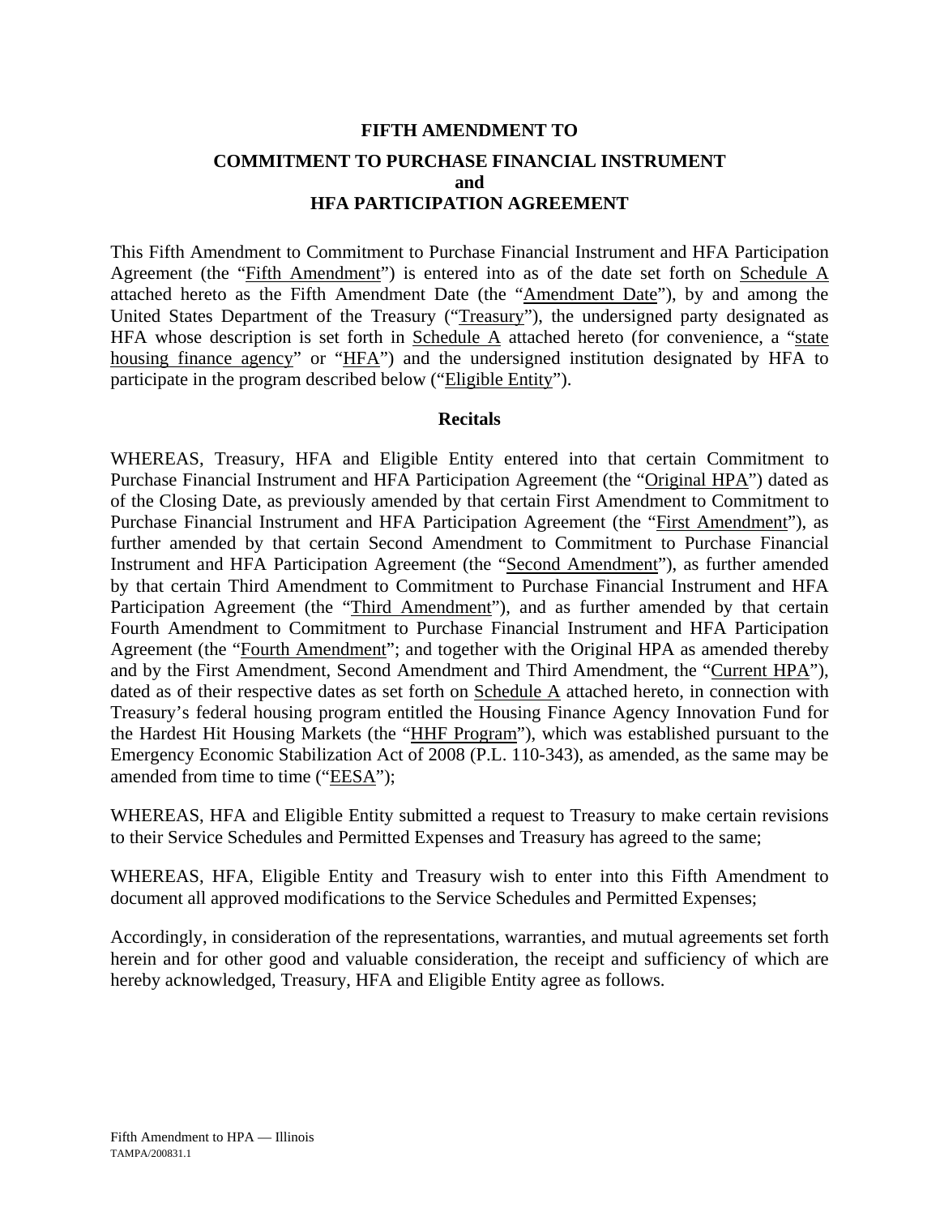# FIFTH AMENDMENT TO
# COMMITMENT TO PURCHASE FINANCIAL INSTRUMENT
# and
# HFA PARTICIPATION AGREEMENT

This Fifth Amendment to Commitment to Purchase Financial Instrument and HFA Participation Agreement (the "Fifth Amendment") is entered into as of the date set forth on Schedule A attached hereto as the Fifth Amendment Date (the "Amendment Date"), by and among the United States Department of the Treasury ("Treasury"), the undersigned party designated as HFA whose description is set forth in Schedule A attached hereto (for convenience, a "state housing finance agency" or "HFA") and the undersigned institution designated by HFA to participate in the program described below ("Eligible Entity").

## Recitals

WHEREAS, Treasury, HFA and Eligible Entity entered into that certain Commitment to Purchase Financial Instrument and HFA Participation Agreement (the "Original HPA") dated as of the Closing Date, as previously amended by that certain First Amendment to Commitment to Purchase Financial Instrument and HFA Participation Agreement (the "First Amendment"), as further amended by that certain Second Amendment to Commitment to Purchase Financial Instrument and HFA Participation Agreement (the "Second Amendment"), as further amended by that certain Third Amendment to Commitment to Purchase Financial Instrument and HFA Participation Agreement (the "Third Amendment"), and as further amended by that certain Fourth Amendment to Commitment to Purchase Financial Instrument and HFA Participation Agreement (the "Fourth Amendment"; and together with the Original HPA as amended thereby and by the First Amendment, Second Amendment and Third Amendment, the "Current HPA"), dated as of their respective dates as set forth on Schedule A attached hereto, in connection with Treasury's federal housing program entitled the Housing Finance Agency Innovation Fund for the Hardest Hit Housing Markets (the "HHF Program"), which was established pursuant to the Emergency Economic Stabilization Act of 2008 (P.L. 110-343), as amended, as the same may be amended from time to time ("EESA");

WHEREAS, HFA and Eligible Entity submitted a request to Treasury to make certain revisions to their Service Schedules and Permitted Expenses and Treasury has agreed to the same;

WHEREAS, HFA, Eligible Entity and Treasury wish to enter into this Fifth Amendment to document all approved modifications to the Service Schedules and Permitted Expenses;

Accordingly, in consideration of the representations, warranties, and mutual agreements set forth herein and for other good and valuable consideration, the receipt and sufficiency of which are hereby acknowledged, Treasury, HFA and Eligible Entity agree as follows.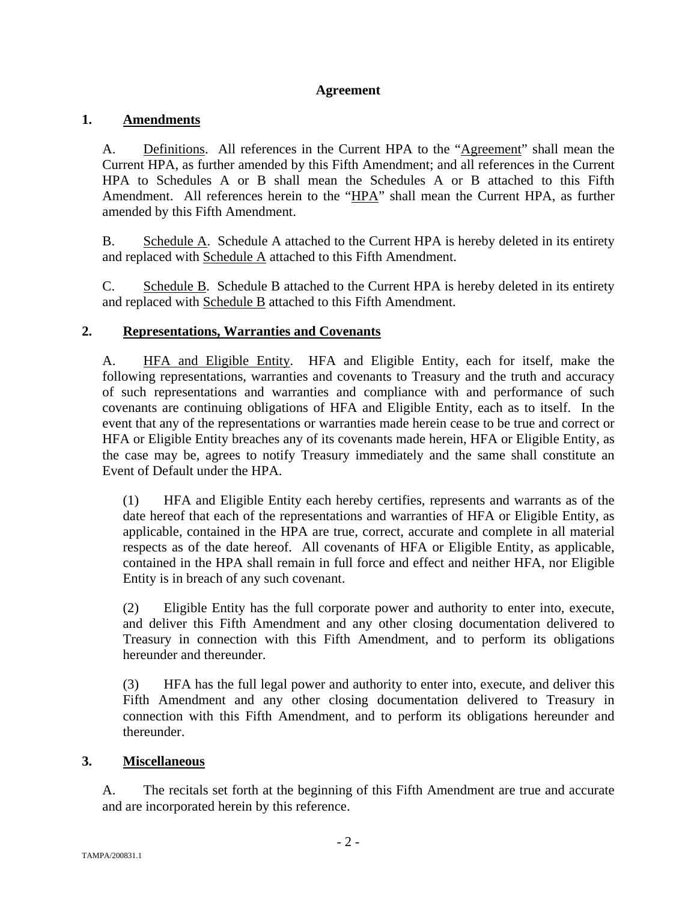## Agreement

### 1. Amendments

A. Definitions. All references in the Current HPA to the "Agreement" shall mean the Current HPA, as further amended by this Fifth Amendment; and all references in the Current HPA to Schedules A or B shall mean the Schedules A or B attached to this Fifth Amendment. All references herein to the "HPA" shall mean the Current HPA, as further amended by this Fifth Amendment.

B. Schedule A. Schedule A attached to the Current HPA is hereby deleted in its entirety and replaced with Schedule A attached to this Fifth Amendment.

C. Schedule B. Schedule B attached to the Current HPA is hereby deleted in its entirety and replaced with Schedule B attached to this Fifth Amendment.

### 2. Representations, Warranties and Covenants

A. HFA and Eligible Entity. HFA and Eligible Entity, each for itself, make the following representations, warranties and covenants to Treasury and the truth and accuracy of such representations and warranties and compliance with and performance of such covenants are continuing obligations of HFA and Eligible Entity, each as to itself. In the event that any of the representations or warranties made herein cease to be true and correct or HFA or Eligible Entity breaches any of its covenants made herein, HFA or Eligible Entity, as the case may be, agrees to notify Treasury immediately and the same shall constitute an Event of Default under the HPA.

(1) HFA and Eligible Entity each hereby certifies, represents and warrants as of the date hereof that each of the representations and warranties of HFA or Eligible Entity, as applicable, contained in the HPA are true, correct, accurate and complete in all material respects as of the date hereof. All covenants of HFA or Eligible Entity, as applicable, contained in the HPA shall remain in full force and effect and neither HFA, nor Eligible Entity is in breach of any such covenant.

(2) Eligible Entity has the full corporate power and authority to enter into, execute, and deliver this Fifth Amendment and any other closing documentation delivered to Treasury in connection with this Fifth Amendment, and to perform its obligations hereunder and thereunder.

(3) HFA has the full legal power and authority to enter into, execute, and deliver this Fifth Amendment and any other closing documentation delivered to Treasury in connection with this Fifth Amendment, and to perform its obligations hereunder and thereunder.

### 3. Miscellaneous

A. The recitals set forth at the beginning of this Fifth Amendment are true and accurate and are incorporated herein by this reference.

TAMPA/200831.1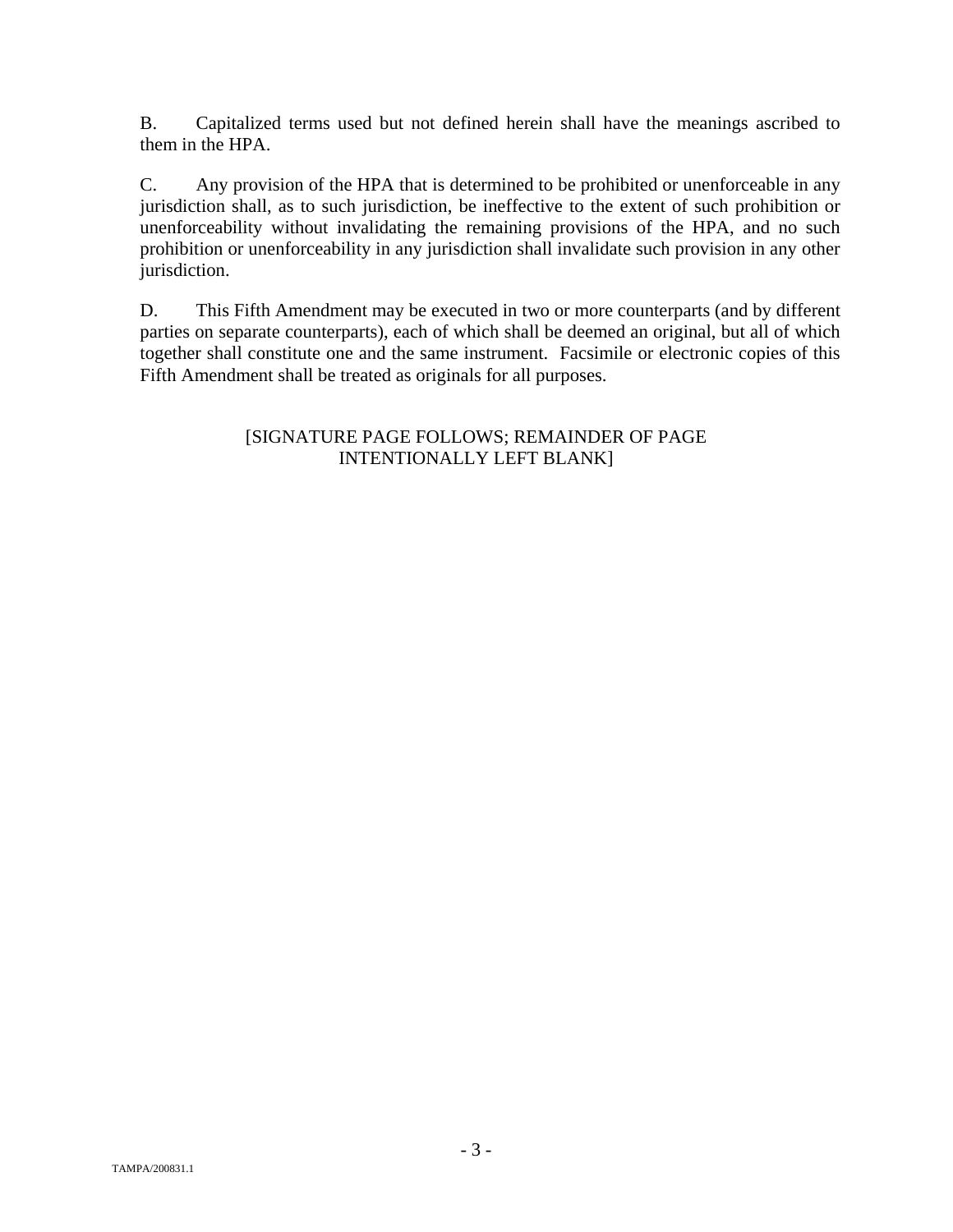B. Capitalized terms used but not defined herein shall have the meanings ascribed to them in the HPA.

C. Any provision of the HPA that is determined to be prohibited or unenforceable in any jurisdiction shall, as to such jurisdiction, be ineffective to the extent of such prohibition or unenforceability without invalidating the remaining provisions of the HPA, and no such prohibition or unenforceability in any jurisdiction shall invalidate such provision in any other jurisdiction.

D. This Fifth Amendment may be executed in two or more counterparts (and by different parties on separate counterparts), each of which shall be deemed an original, but all of which together shall constitute one and the same instrument. Facsimile or electronic copies of this Fifth Amendment shall be treated as originals for all purposes.

[SIGNATURE PAGE FOLLOWS; REMAINDER OF PAGE INTENTIONALLY LEFT BLANK]

TAMPA/200831.1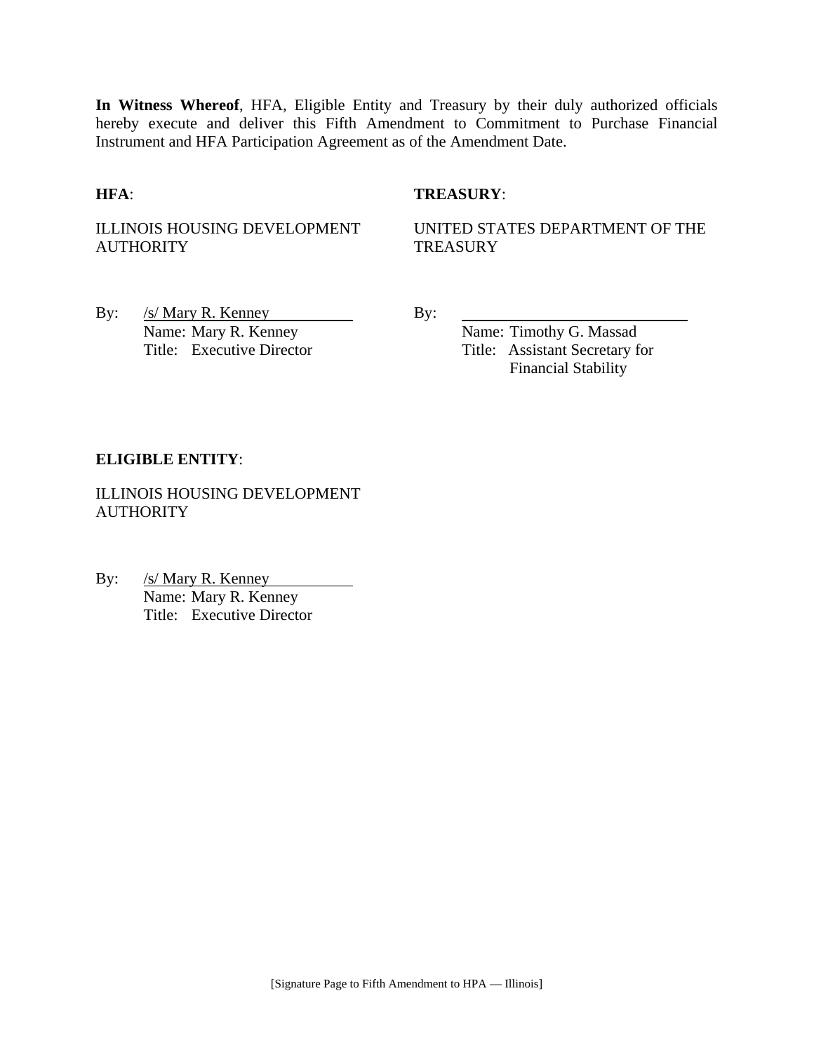**In Witness Whereof**, HFA, Eligible Entity and Treasury by their duly authorized officials hereby execute and deliver this Fifth Amendment to Commitment to Purchase Financial Instrument and HFA Participation Agreement as of the Amendment Date.

**HFA**:

ILLINOIS HOUSING DEVELOPMENT AUTHORITY

By: /s/ Mary R. Kenney
Name: Mary R. Kenney
Title: Executive Director

**TREASURY**:

UNITED STATES DEPARTMENT OF THE TREASURY

By: \_\_\_\_\_\_\_\_\_\_\_\_\_\_\_\_\_\_\_\_\_\_\_\_\_\_\_\_
Name: Timothy G. Massad
Title: Assistant Secretary for Financial Stability

**ELIGIBLE ENTITY**:

ILLINOIS HOUSING DEVELOPMENT AUTHORITY

By: /s/ Mary R. Kenney
Name: Mary R. Kenney
Title: Executive Director

[Signature Page to Fifth Amendment to HPA — Illinois]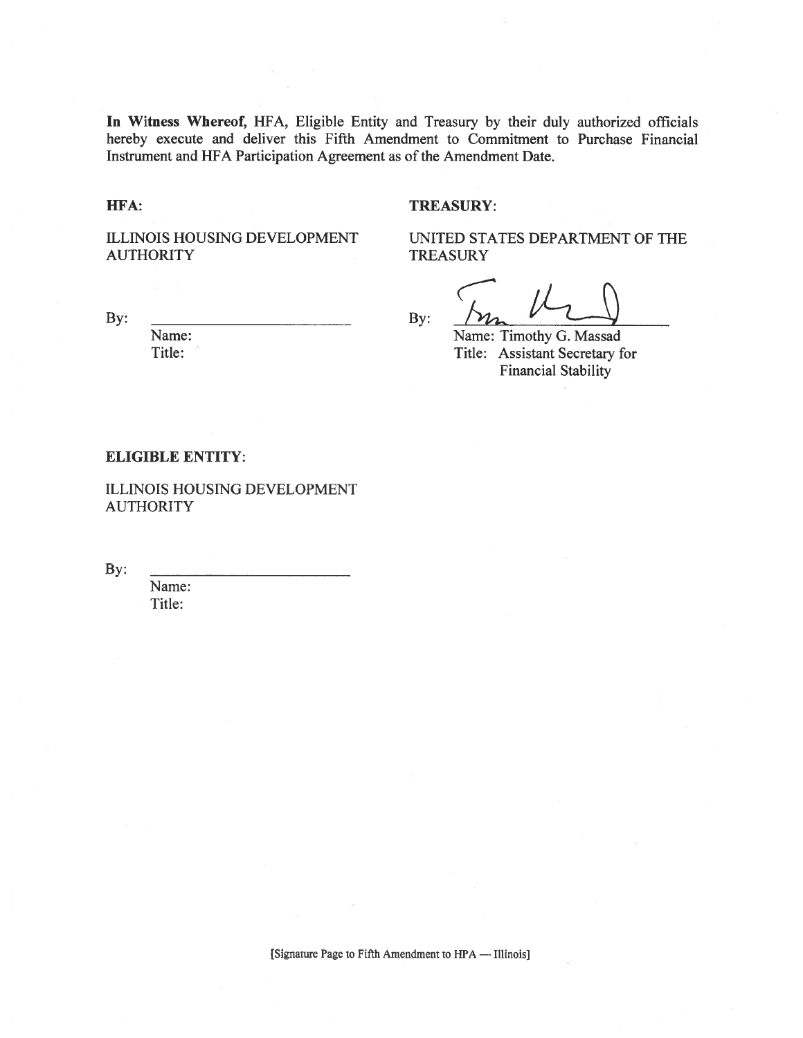**In Witness Whereof,** HFA, Eligible Entity and Treasury by their duly authorized officials hereby execute and deliver this Fifth Amendment to Commitment to Purchase Financial Instrument and HFA Participation Agreement as of the Amendment Date.

**HFA:**

ILLINOIS HOUSING DEVELOPMENT AUTHORITY

By: \_\_\_\_\_\_\_\_\_\_\_\_\_\_\_\_\_\_\_\_\_\_\_\_\_\_
Name:
Title:

**TREASURY:**

UNITED STATES DEPARTMENT OF THE TREASURY

By: \_\_\_\_\_\_\_\_\_\_\_\_\_\_\_\_\_\_\_\_\_\_\_\_\_\_
Name: Timothy G. Massad
Title: Assistant Secretary for Financial Stability

**ELIGIBLE ENTITY:**

ILLINOIS HOUSING DEVELOPMENT AUTHORITY

By: \_\_\_\_\_\_\_\_\_\_\_\_\_\_\_\_\_\_\_\_\_\_\_\_\_\_
Name:
Title:

[Signature Page to Fifth Amendment to HPA — Illinois]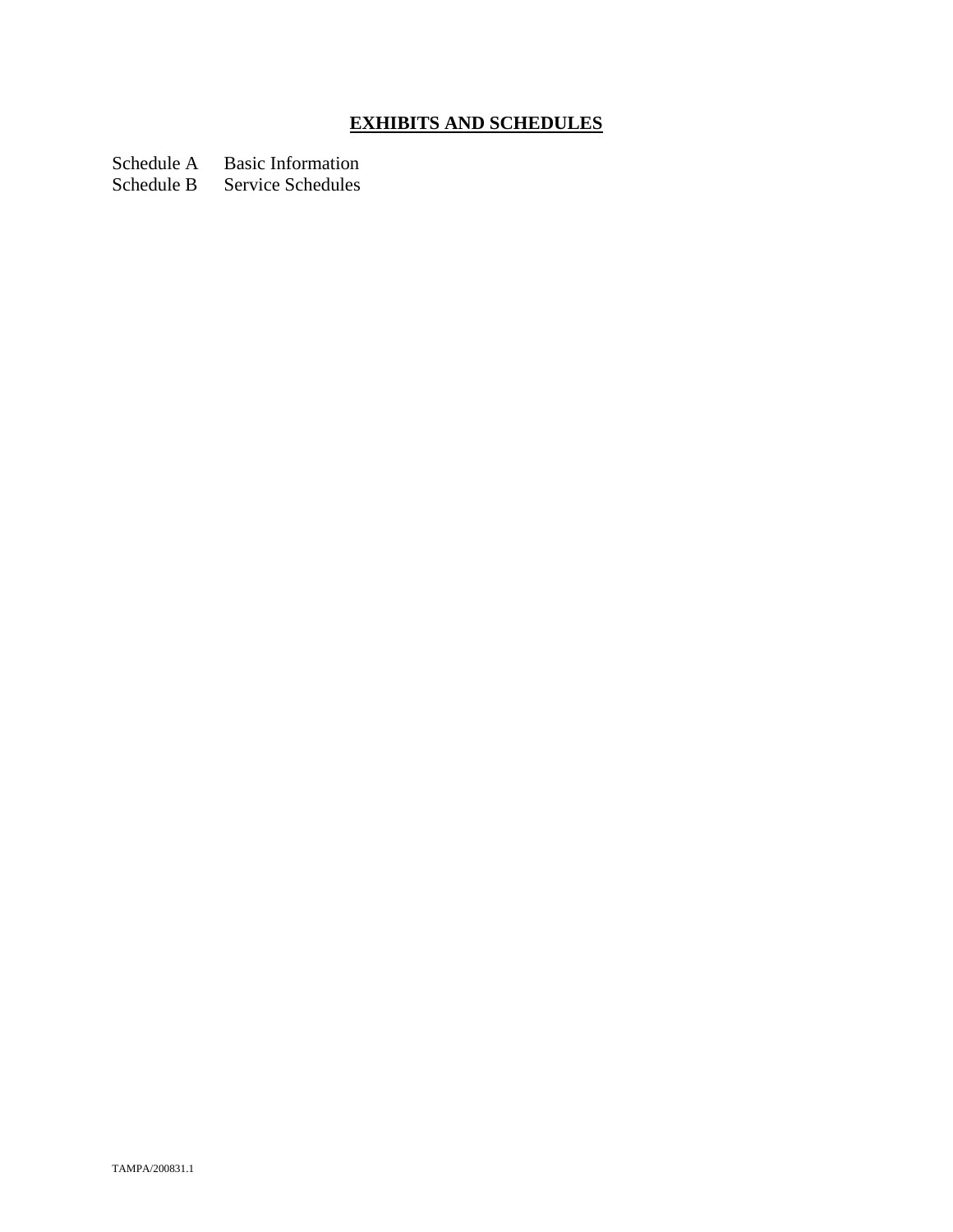## **EXHIBITS AND SCHEDULES**

Schedule A Basic Information
Schedule B Service Schedules

TAMPA/200831.1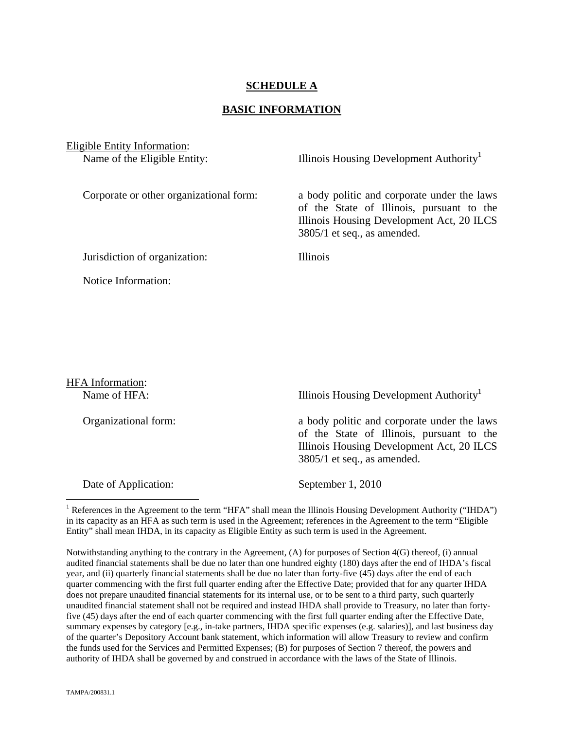## SCHEDULE A

## BASIC INFORMATION

Eligible Entity Information:

Name of the Eligible Entity: Illinois Housing Development Authority[1]

Corporate or other organizational form: a body politic and corporate under the laws of the State of Illinois, pursuant to the Illinois Housing Development Act, 20 ILCS 3805/1 et seq., as amended.

Jurisdiction of organization: Illinois

Notice Information:

HFA Information:

Name of HFA: Illinois Housing Development Authority[1]

Organizational form: a body politic and corporate under the laws of the State of Illinois, pursuant to the Illinois Housing Development Act, 20 ILCS 3805/1 et seq., as amended.

Date of Application: September 1, 2010

---

[1] References in the Agreement to the term "HFA" shall mean the Illinois Housing Development Authority ("IHDA") in its capacity as an HFA as such term is used in the Agreement; references in the Agreement to the term "Eligible Entity" shall mean IHDA, in its capacity as Eligible Entity as such term is used in the Agreement.

Notwithstanding anything to the contrary in the Agreement, (A) for purposes of Section 4(G) thereof, (i) annual audited financial statements shall be due no later than one hundred eighty (180) days after the end of IHDA's fiscal year, and (ii) quarterly financial statements shall be due no later than forty-five (45) days after the end of each quarter commencing with the first full quarter ending after the Effective Date; provided that for any quarter IHDA does not prepare unaudited financial statements for its internal use, or to be sent to a third party, such quarterly unaudited financial statement shall not be required and instead IHDA shall provide to Treasury, no later than forty-five (45) days after the end of each quarter commencing with the first full quarter ending after the Effective Date, summary expenses by category [e.g., in-take partners, IHDA specific expenses (e.g. salaries)], and last business day of the quarter's Depository Account bank statement, which information will allow Treasury to review and confirm the funds used for the Services and Permitted Expenses; (B) for purposes of Section 7 thereof, the powers and authority of IHDA shall be governed by and construed in accordance with the laws of the State of Illinois.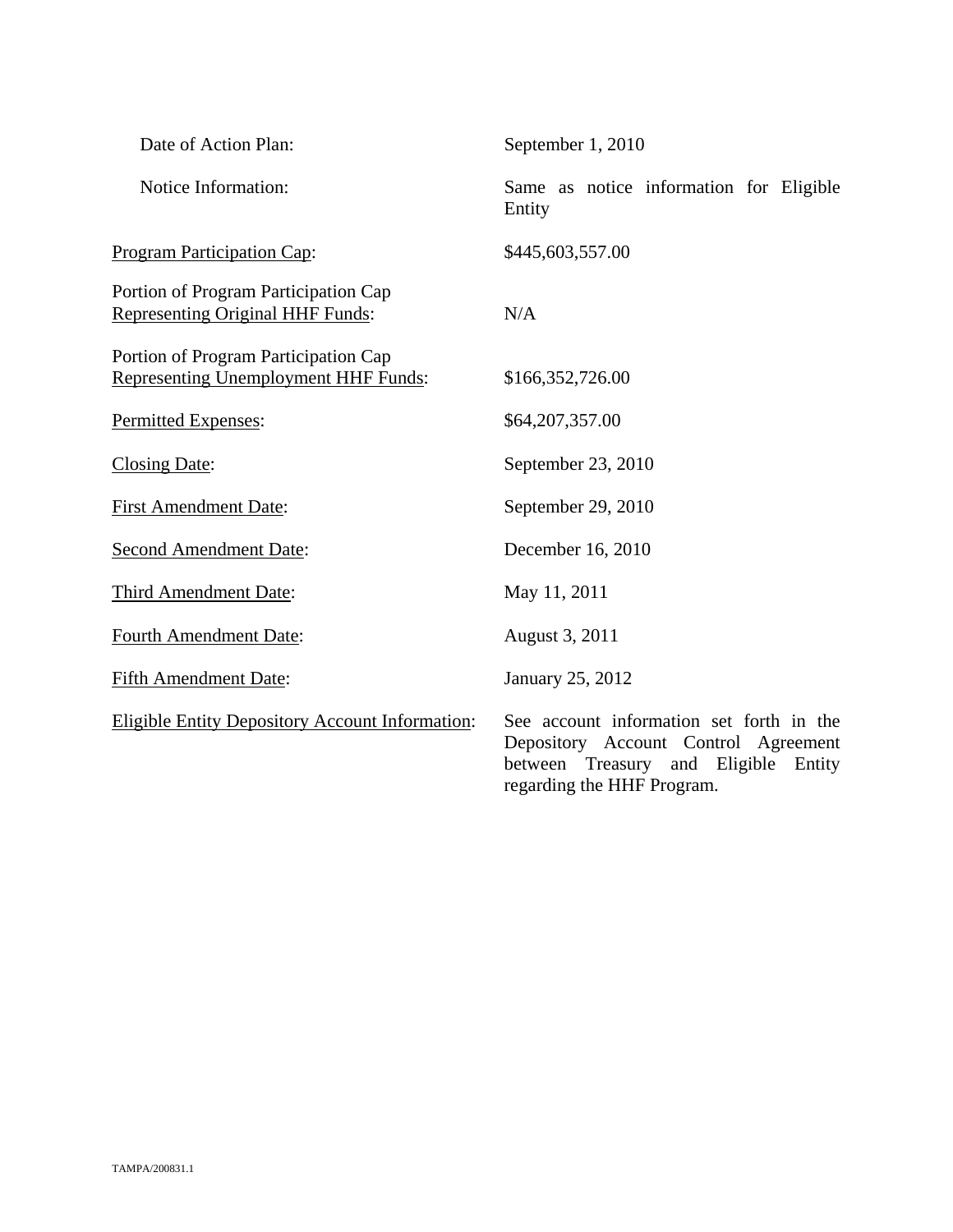| | |
|---|---|
| Date of Action Plan: | September 1, 2010 |
| Notice Information: | Same as notice information for Eligible Entity |
| Program Participation Cap: | $445,603,557.00 |
| Portion of Program Participation Cap Representing Original HHF Funds: | N/A |
| Portion of Program Participation Cap Representing Unemployment HHF Funds: | $166,352,726.00 |
| Permitted Expenses: | $64,207,357.00 |
| Closing Date: | September 23, 2010 |
| First Amendment Date: | September 29, 2010 |
| Second Amendment Date: | December 16, 2010 |
| Third Amendment Date: | May 11, 2011 |
| Fourth Amendment Date: | August 3, 2011 |
| Fifth Amendment Date: | January 25, 2012 |
| Eligible Entity Depository Account Information: | See account information set forth in the Depository Account Control Agreement between Treasury and Eligible Entity regarding the HHF Program. |

TAMPA/200831.1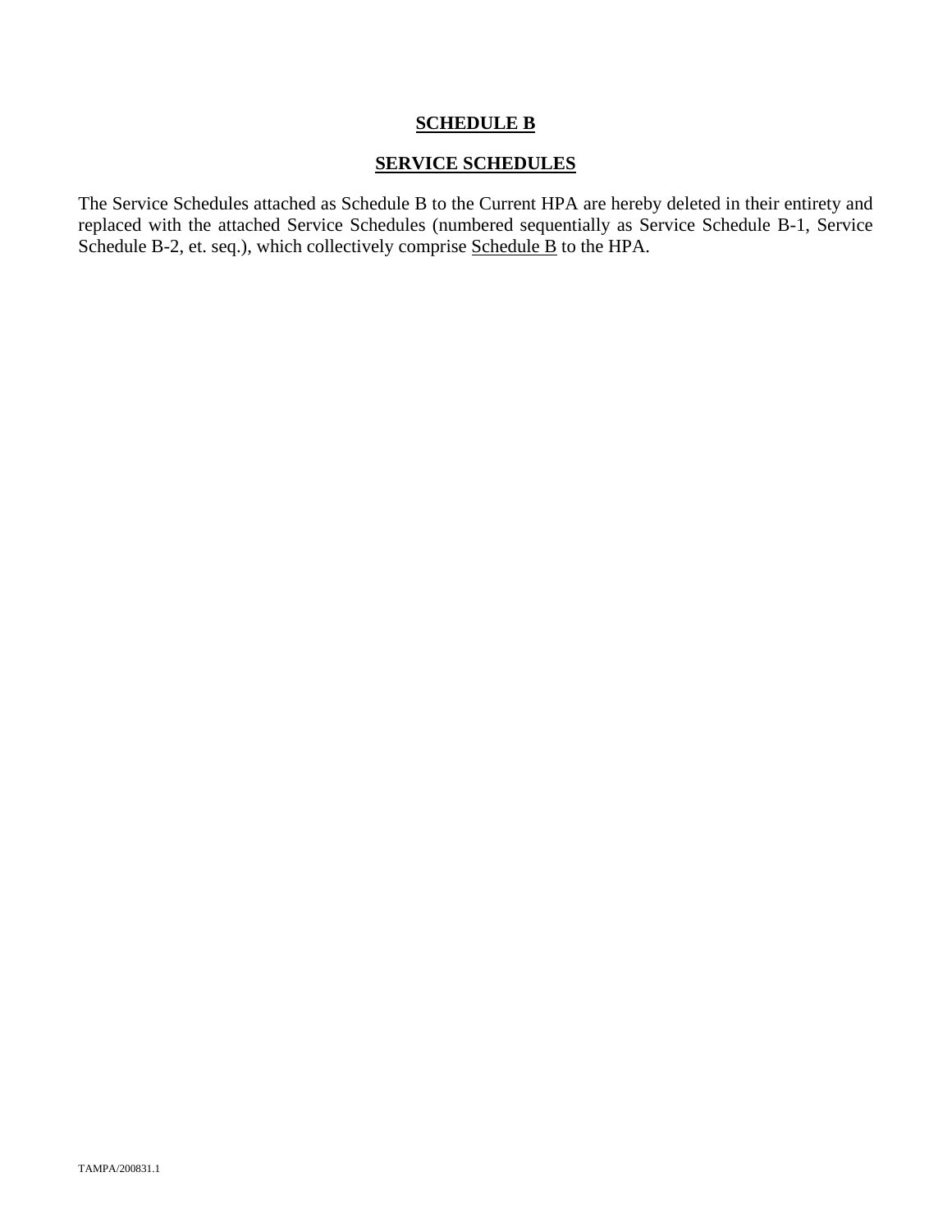# SCHEDULE B

## SERVICE SCHEDULES

The Service Schedules attached as Schedule B to the Current HPA are hereby deleted in their entirety and replaced with the attached Service Schedules (numbered sequentially as Service Schedule B-1, Service Schedule B-2, et. seq.), which collectively comprise Schedule B to the HPA.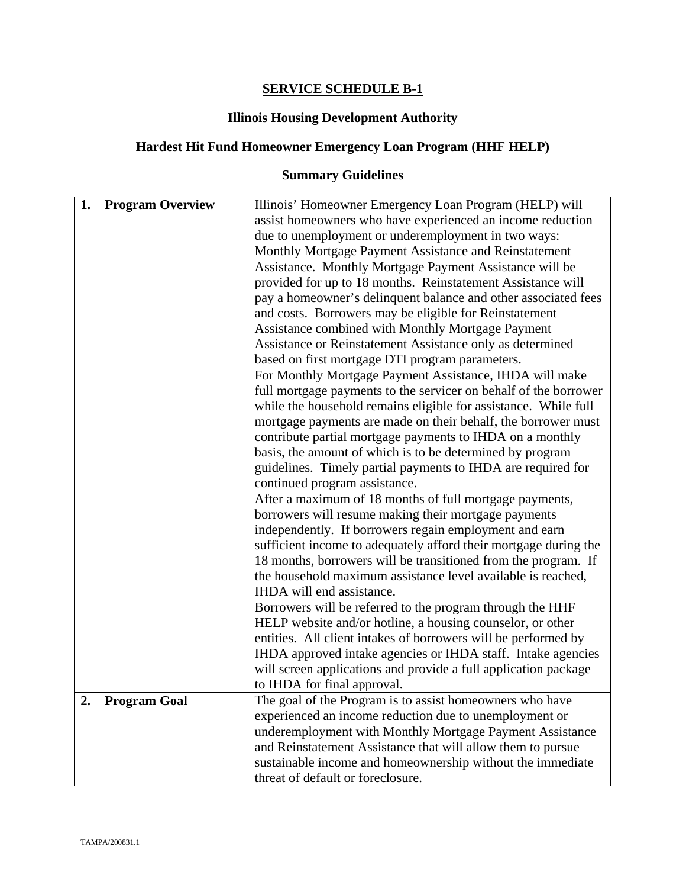## SERVICE SCHEDULE B-1

### Illinois Housing Development Authority

### Hardest Hit Fund Homeowner Emergency Loan Program (HHF HELP)

### Summary Guidelines

| | |
|---|---|
| **1. Program Overview** | Illinois' Homeowner Emergency Loan Program (HELP) will assist homeowners who have experienced an income reduction due to unemployment or underemployment in two ways: Monthly Mortgage Payment Assistance and Reinstatement Assistance. Monthly Mortgage Payment Assistance will be provided for up to 18 months. Reinstatement Assistance will pay a homeowner's delinquent balance and other associated fees and costs. Borrowers may be eligible for Reinstatement Assistance combined with Monthly Mortgage Payment Assistance or Reinstatement Assistance only as determined based on first mortgage DTI program parameters.<br>For Monthly Mortgage Payment Assistance, IHDA will make full mortgage payments to the servicer on behalf of the borrower while the household remains eligible for assistance. While full mortgage payments are made on their behalf, the borrower must contribute partial mortgage payments to IHDA on a monthly basis, the amount of which is to be determined by program guidelines. Timely partial payments to IHDA are required for continued program assistance.<br>After a maximum of 18 months of full mortgage payments, borrowers will resume making their mortgage payments independently. If borrowers regain employment and earn sufficient income to adequately afford their mortgage during the 18 months, borrowers will be transitioned from the program. If the household maximum assistance level available is reached, IHDA will end assistance.<br>Borrowers will be referred to the program through the HHF HELP website and/or hotline, a housing counselor, or other entities. All client intakes of borrowers will be performed by IHDA approved intake agencies or IHDA staff. Intake agencies will screen applications and provide a full application package to IHDA for final approval. |
| **2. Program Goal** | The goal of the Program is to assist homeowners who have experienced an income reduction due to unemployment or underemployment with Monthly Mortgage Payment Assistance and Reinstatement Assistance that will allow them to pursue sustainable income and homeownership without the immediate threat of default or foreclosure. |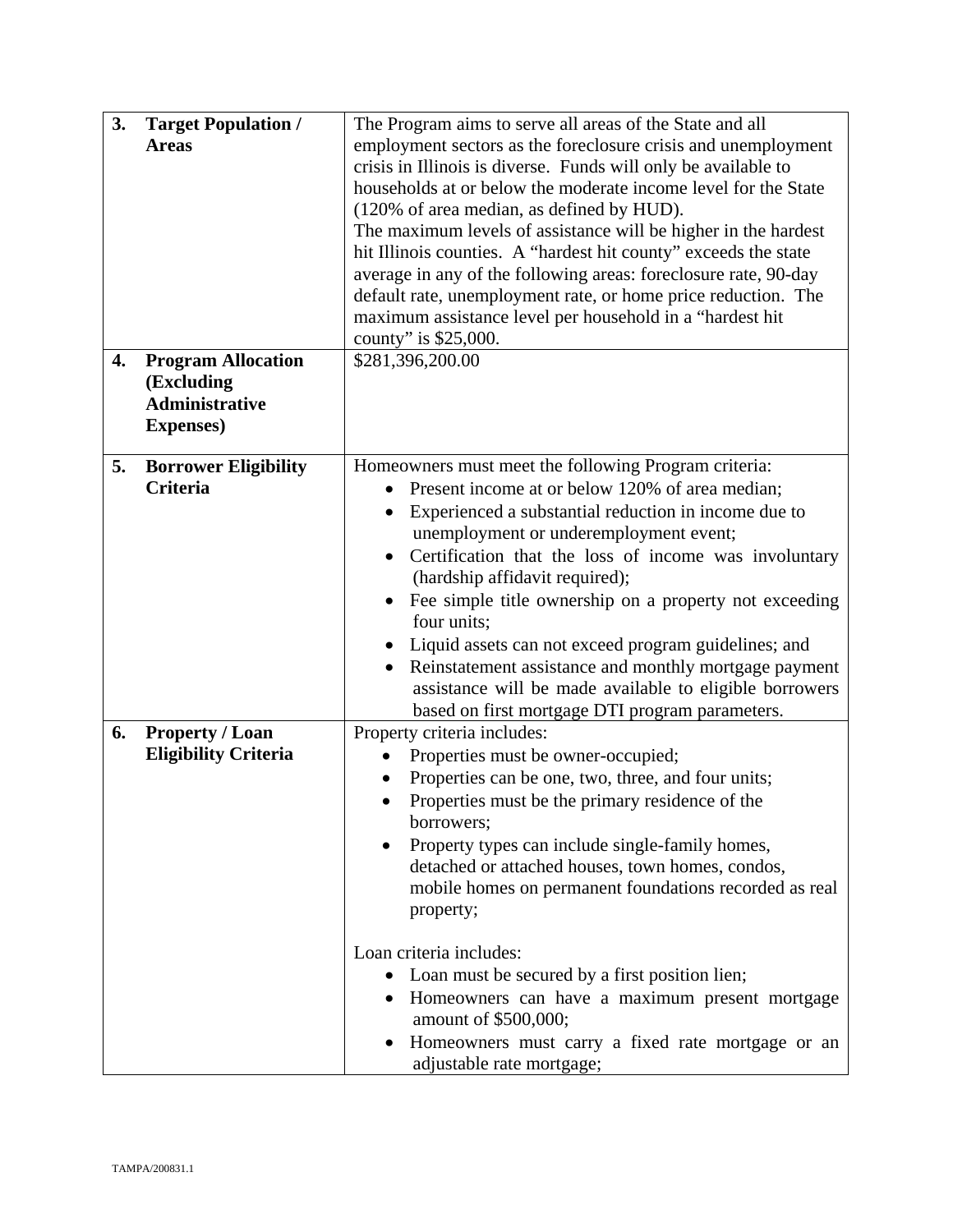| | | |
|---|---|---|
| **3.** | **Target Population / Areas** | The Program aims to serve all areas of the State and all employment sectors as the foreclosure crisis and unemployment crisis in Illinois is diverse. Funds will only be available to households at or below the moderate income level for the State (120% of area median, as defined by HUD).<br>The maximum levels of assistance will be higher in the hardest hit Illinois counties. A "hardest hit county" exceeds the state average in any of the following areas: foreclosure rate, 90-day default rate, unemployment rate, or home price reduction. The maximum assistance level per household in a "hardest hit county" is $25,000. |
| **4.** | **Program Allocation (Excluding Administrative Expenses)** | $281,396,200.00 |
| **5.** | **Borrower Eligibility Criteria** | Homeowners must meet the following Program criteria:<br>• Present income at or below 120% of area median;<br>• Experienced a substantial reduction in income due to unemployment or underemployment event;<br>• Certification that the loss of income was involuntary (hardship affidavit required);<br>• Fee simple title ownership on a property not exceeding four units;<br>• Liquid assets can not exceed program guidelines; and<br>• Reinstatement assistance and monthly mortgage payment assistance will be made available to eligible borrowers based on first mortgage DTI program parameters. |
| **6.** | **Property / Loan Eligibility Criteria** | Property criteria includes:<br>• Properties must be owner-occupied;<br>• Properties can be one, two, three, and four units;<br>• Properties must be the primary residence of the borrowers;<br>• Property types can include single-family homes, detached or attached houses, town homes, condos, mobile homes on permanent foundations recorded as real property;<br><br>Loan criteria includes:<br>• Loan must be secured by a first position lien;<br>• Homeowners can have a maximum present mortgage amount of $500,000;<br>• Homeowners must carry a fixed rate mortgage or an adjustable rate mortgage; |

TAMPA/200831.1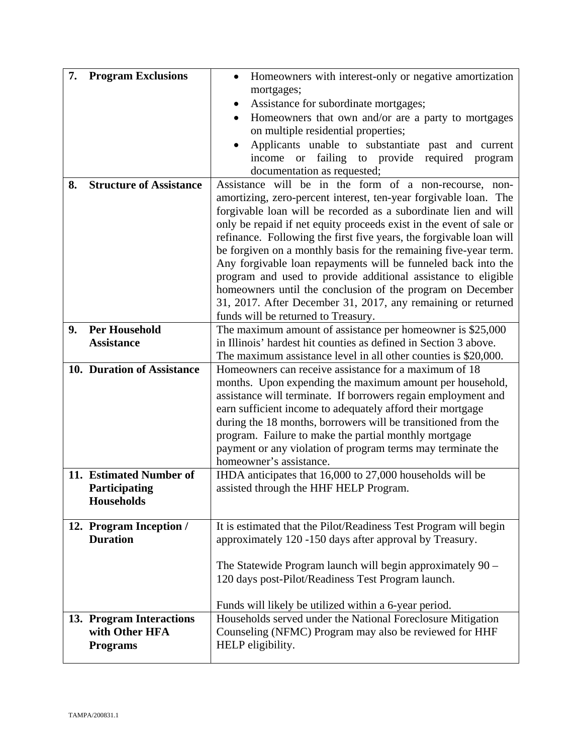| | |
|---|---|
| **7. Program Exclusions** | • Homeowners with interest-only or negative amortization mortgages;<br>• Assistance for subordinate mortgages;<br>• Homeowners that own and/or are a party to mortgages on multiple residential properties;<br>• Applicants unable to substantiate past and current income or failing to provide required program documentation as requested; |
| **8. Structure of Assistance** | Assistance will be in the form of a non-recourse, non-amortizing, zero-percent interest, ten-year forgivable loan. The forgivable loan will be recorded as a subordinate lien and will only be repaid if net equity proceeds exist in the event of sale or refinance. Following the first five years, the forgivable loan will be forgiven on a monthly basis for the remaining five-year term. Any forgivable loan repayments will be funneled back into the program and used to provide additional assistance to eligible homeowners until the conclusion of the program on December 31, 2017. After December 31, 2017, any remaining or returned funds will be returned to Treasury. |
| **9. Per Household Assistance** | The maximum amount of assistance per homeowner is $25,000 in Illinois' hardest hit counties as defined in Section 3 above. The maximum assistance level in all other counties is $20,000. |
| **10. Duration of Assistance** | Homeowners can receive assistance for a maximum of 18 months. Upon expending the maximum amount per household, assistance will terminate. If borrowers regain employment and earn sufficient income to adequately afford their mortgage during the 18 months, borrowers will be transitioned from the program. Failure to make the partial monthly mortgage payment or any violation of program terms may terminate the homeowner's assistance. |
| **11. Estimated Number of Participating Households** | IHDA anticipates that 16,000 to 27,000 households will be assisted through the HHF HELP Program. |
| **12. Program Inception / Duration** | It is estimated that the Pilot/Readiness Test Program will begin approximately 120 -150 days after approval by Treasury.<br><br>The Statewide Program launch will begin approximately 90 – 120 days post-Pilot/Readiness Test Program launch.<br><br>Funds will likely be utilized within a 6-year period. |
| **13. Program Interactions with Other HFA Programs** | Households served under the National Foreclosure Mitigation Counseling (NFMC) Program may also be reviewed for HHF HELP eligibility. |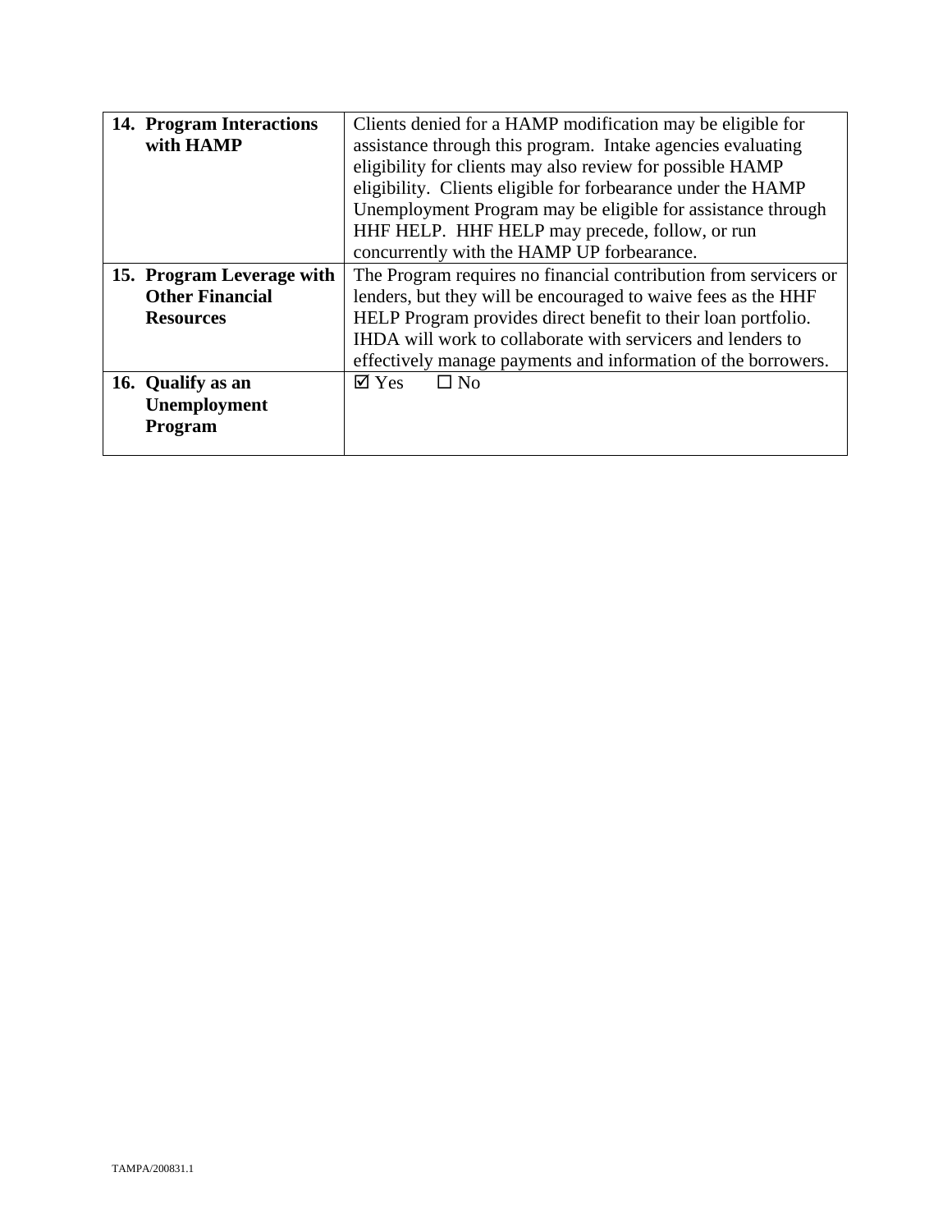| | |
|---|---|
| **14. Program Interactions with HAMP** | Clients denied for a HAMP modification may be eligible for assistance through this program. Intake agencies evaluating eligibility for clients may also review for possible HAMP eligibility. Clients eligible for forbearance under the HAMP Unemployment Program may be eligible for assistance through HHF HELP. HHF HELP may precede, follow, or run concurrently with the HAMP UP forbearance. |
| **15. Program Leverage with Other Financial Resources** | The Program requires no financial contribution from servicers or lenders, but they will be encouraged to waive fees as the HHF HELP Program provides direct benefit to their loan portfolio. IHDA will work to collaborate with servicers and lenders to effectively manage payments and information of the borrowers. |
| **16. Qualify as an Unemployment Program** | ☑ Yes ☐ No |

TAMPA/200831.1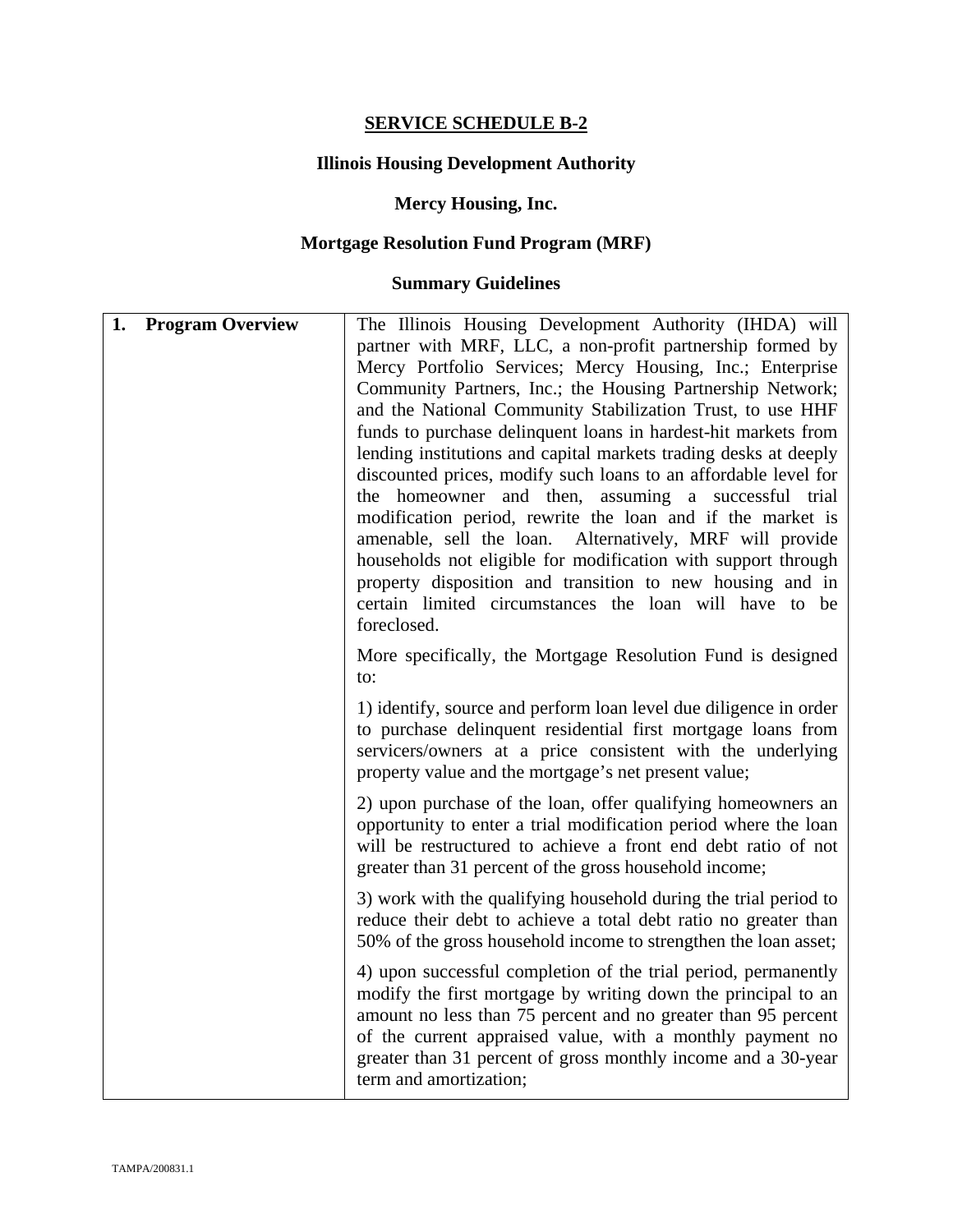**SERVICE SCHEDULE B-2**

**Illinois Housing Development Authority**

**Mercy Housing, Inc.**

**Mortgage Resolution Fund Program (MRF)**

**Summary Guidelines**

| **1. Program Overview** | The Illinois Housing Development Authority (IHDA) will partner with MRF, LLC, a non-profit partnership formed by Mercy Portfolio Services; Mercy Housing, Inc.; Enterprise Community Partners, Inc.; the Housing Partnership Network; and the National Community Stabilization Trust, to use HHF funds to purchase delinquent loans in hardest-hit markets from lending institutions and capital markets trading desks at deeply discounted prices, modify such loans to an affordable level for the homeowner and then, assuming a successful trial modification period, rewrite the loan and if the market is amenable, sell the loan. Alternatively, MRF will provide households not eligible for modification with support through property disposition and transition to new housing and in certain limited circumstances the loan will have to be foreclosed.<br><br>More specifically, the Mortgage Resolution Fund is designed to:<br><br>1) identify, source and perform loan level due diligence in order to purchase delinquent residential first mortgage loans from servicers/owners at a price consistent with the underlying property value and the mortgage's net present value;<br><br>2) upon purchase of the loan, offer qualifying homeowners an opportunity to enter a trial modification period where the loan will be restructured to achieve a front end debt ratio of not greater than 31 percent of the gross household income;<br><br>3) work with the qualifying household during the trial period to reduce their debt to achieve a total debt ratio no greater than 50% of the gross household income to strengthen the loan asset;<br><br>4) upon successful completion of the trial period, permanently modify the first mortgage by writing down the principal to an amount no less than 75 percent and no greater than 95 percent of the current appraised value, with a monthly payment no greater than 31 percent of gross monthly income and a 30-year term and amortization; |
|---|---|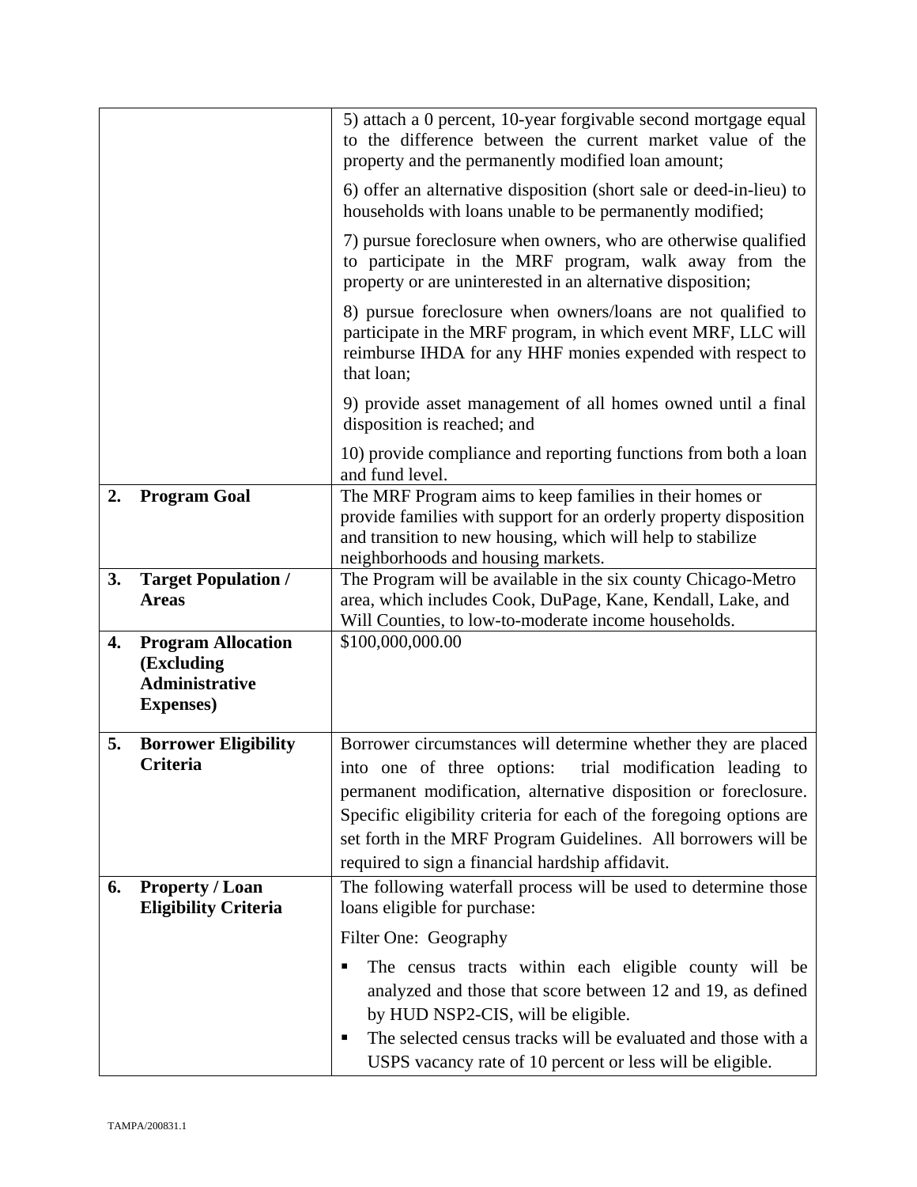| | |
|---|---|
| | 5) attach a 0 percent, 10-year forgivable second mortgage equal to the difference between the current market value of the property and the permanently modified loan amount;<br><br>6) offer an alternative disposition (short sale or deed-in-lieu) to households with loans unable to be permanently modified;<br><br>7) pursue foreclosure when owners, who are otherwise qualified to participate in the MRF program, walk away from the property or are uninterested in an alternative disposition;<br><br>8) pursue foreclosure when owners/loans are not qualified to participate in the MRF program, in which event MRF, LLC will reimburse IHDA for any HHF monies expended with respect to that loan;<br><br>9) provide asset management of all homes owned until a final disposition is reached; and<br><br>10) provide compliance and reporting functions from both a loan and fund level. |
| **2. Program Goal** | The MRF Program aims to keep families in their homes or provide families with support for an orderly property disposition and transition to new housing, which will help to stabilize neighborhoods and housing markets. |
| **3. Target Population / Areas** | The Program will be available in the six county Chicago-Metro area, which includes Cook, DuPage, Kane, Kendall, Lake, and Will Counties, to low-to-moderate income households. |
| **4. Program Allocation (Excluding Administrative Expenses)** | $100,000,000.00 |
| **5. Borrower Eligibility Criteria** | Borrower circumstances will determine whether they are placed into one of three options: trial modification leading to permanent modification, alternative disposition or foreclosure. Specific eligibility criteria for each of the foregoing options are set forth in the MRF Program Guidelines. All borrowers will be required to sign a financial hardship affidavit. |
| **6. Property / Loan Eligibility Criteria** | The following waterfall process will be used to determine those loans eligible for purchase:<br><br>Filter One: Geography<br><br>▪ The census tracts within each eligible county will be analyzed and those that score between 12 and 19, as defined by HUD NSP2-CIS, will be eligible.<br>▪ The selected census tracks will be evaluated and those with a USPS vacancy rate of 10 percent or less will be eligible. |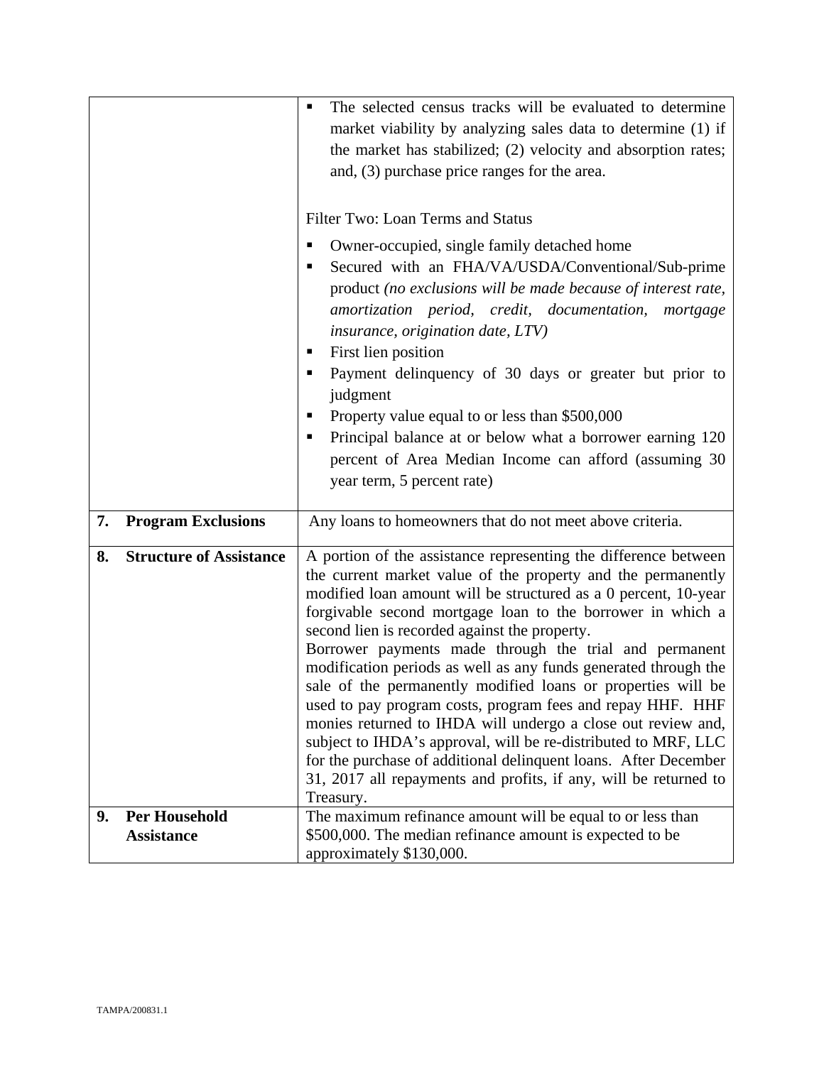| | |
|---|---|
| | ▪ The selected census tracks will be evaluated to determine market viability by analyzing sales data to determine (1) if the market has stabilized; (2) velocity and absorption rates; and, (3) purchase price ranges for the area.<br><br>Filter Two: Loan Terms and Status<br>▪ Owner-occupied, single family detached home<br>▪ Secured with an FHA/VA/USDA/Conventional/Sub-prime product *(no exclusions will be made because of interest rate, amortization period, credit, documentation, mortgage insurance, origination date, LTV)*<br>▪ First lien position<br>▪ Payment delinquency of 30 days or greater but prior to judgment<br>▪ Property value equal to or less than $500,000<br>▪ Principal balance at or below what a borrower earning 120 percent of Area Median Income can afford (assuming 30 year term, 5 percent rate) |
| **7. Program Exclusions** | Any loans to homeowners that do not meet above criteria. |
| **8. Structure of Assistance** | A portion of the assistance representing the difference between the current market value of the property and the permanently modified loan amount will be structured as a 0 percent, 10-year forgivable second mortgage loan to the borrower in which a second lien is recorded against the property.<br>Borrower payments made through the trial and permanent modification periods as well as any funds generated through the sale of the permanently modified loans or properties will be used to pay program costs, program fees and repay HHF. HHF monies returned to IHDA will undergo a close out review and, subject to IHDA's approval, will be re-distributed to MRF, LLC for the purchase of additional delinquent loans. After December 31, 2017 all repayments and profits, if any, will be returned to Treasury. |
| **9. Per Household Assistance** | The maximum refinance amount will be equal to or less than $500,000. The median refinance amount is expected to be approximately $130,000. |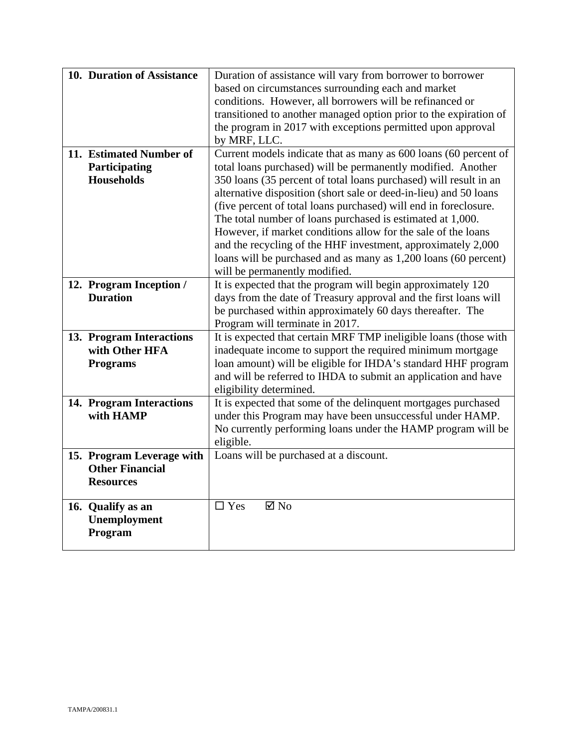| | |
|---|---|
| **10. Duration of Assistance** | Duration of assistance will vary from borrower to borrower based on circumstances surrounding each and market conditions. However, all borrowers will be refinanced or transitioned to another managed option prior to the expiration of the program in 2017 with exceptions permitted upon approval by MRF, LLC. |
| **11. Estimated Number of Participating Households** | Current models indicate that as many as 600 loans (60 percent of total loans purchased) will be permanently modified. Another 350 loans (35 percent of total loans purchased) will result in an alternative disposition (short sale or deed-in-lieu) and 50 loans (five percent of total loans purchased) will end in foreclosure. The total number of loans purchased is estimated at 1,000. However, if market conditions allow for the sale of the loans and the recycling of the HHF investment, approximately 2,000 loans will be purchased and as many as 1,200 loans (60 percent) will be permanently modified. |
| **12. Program Inception / Duration** | It is expected that the program will begin approximately 120 days from the date of Treasury approval and the first loans will be purchased within approximately 60 days thereafter. The Program will terminate in 2017. |
| **13. Program Interactions with Other HFA Programs** | It is expected that certain MRF TMP ineligible loans (those with inadequate income to support the required minimum mortgage loan amount) will be eligible for IHDA's standard HHF program and will be referred to IHDA to submit an application and have eligibility determined. |
| **14. Program Interactions with HAMP** | It is expected that some of the delinquent mortgages purchased under this Program may have been unsuccessful under HAMP. No currently performing loans under the HAMP program will be eligible. |
| **15. Program Leverage with Other Financial Resources** | Loans will be purchased at a discount. |
| **16. Qualify as an Unemployment Program** | ☐ Yes ☑ No |